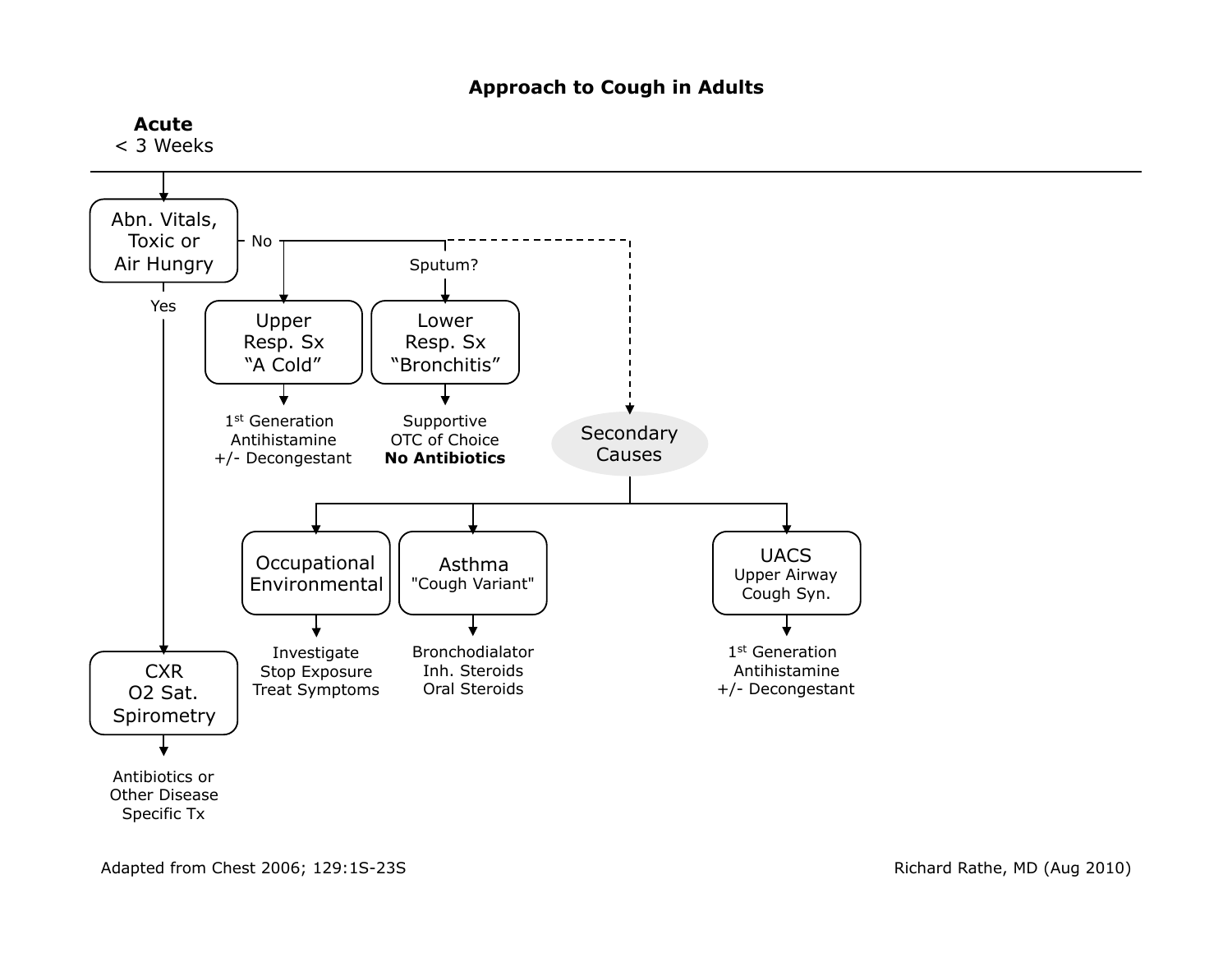# Approach to Cough in Adults

## Acute
< 3 Weeks

- **Abn. Vitals, Toxic or Air Hungry**
  - **Yes** → **CXR, O2 Sat., Spirometry**
    - Antibiotics or Other Disease Specific Tx
  - **No** →
    - **Upper Resp. Sx "A Cold"**
      - 1st Generation Antihistamine +/- Decongestant
    - Sputum? → **Lower Resp. Sx "Bronchitis"**
      - Supportive
      - OTC of Choice
      - **No Antibiotics**
    - **Secondary Causes**
      - **Occupational Environmental**
        - Investigate
        - Stop Exposure
        - Treat Symptoms
      - **Asthma "Cough Variant"**
        - Bronchodialator
        - Inh. Steroids
        - Oral Steroids
      - **UACS Upper Airway Cough Syn.**
        - 1st Generation Antihistamine +/- Decongestant

Adapted from Chest 2006; 129:1S-23S

Richard Rathe, MD (Aug 2010)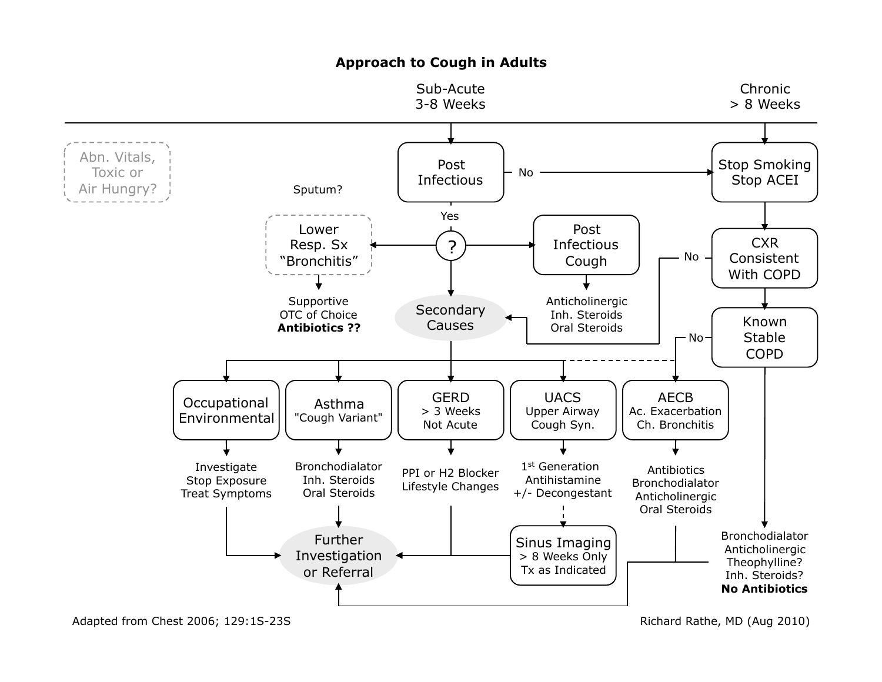# Approach to Cough in Adults

Sub-Acute
3-8 Weeks

Chronic
> 8 Weeks

Abn. Vitals,
Toxic or
Air Hungry?

Post
Infectious

No

Stop Smoking
Stop ACEI

Sputum?

Yes

Lower
Resp. Sx
"Bronchitis"

?

Post
Infectious
Cough

CXR
Consistent
With COPD

No

Supportive
OTC of Choice
**Antibiotics ??**

Secondary
Causes

Anticholinergic
Inh. Steroids
Oral Steroids

Known
Stable
COPD

No

Occupational
Environmental

Asthma
"Cough Variant"

GERD
> 3 Weeks
Not Acute

UACS
Upper Airway
Cough Syn.

AECB
Ac. Exacerbation
Ch. Bronchitis

Investigate
Stop Exposure
Treat Symptoms

Bronchodialator
Inh. Steroids
Oral Steroids

PPI or H2 Blocker
Lifestyle Changes

1st Generation
Antihistamine
+/- Decongestant

Antibiotics
Bronchodialator
Anticholinergic
Oral Steroids

Further
Investigation
or Referral

Sinus Imaging
> 8 Weeks Only
Tx as Indicated

Bronchodialator
Anticholinergic
Theophylline?
Inh. Steroids?
**No Antibiotics**

Adapted from Chest 2006; 129:1S-23S

Richard Rathe, MD (Aug 2010)